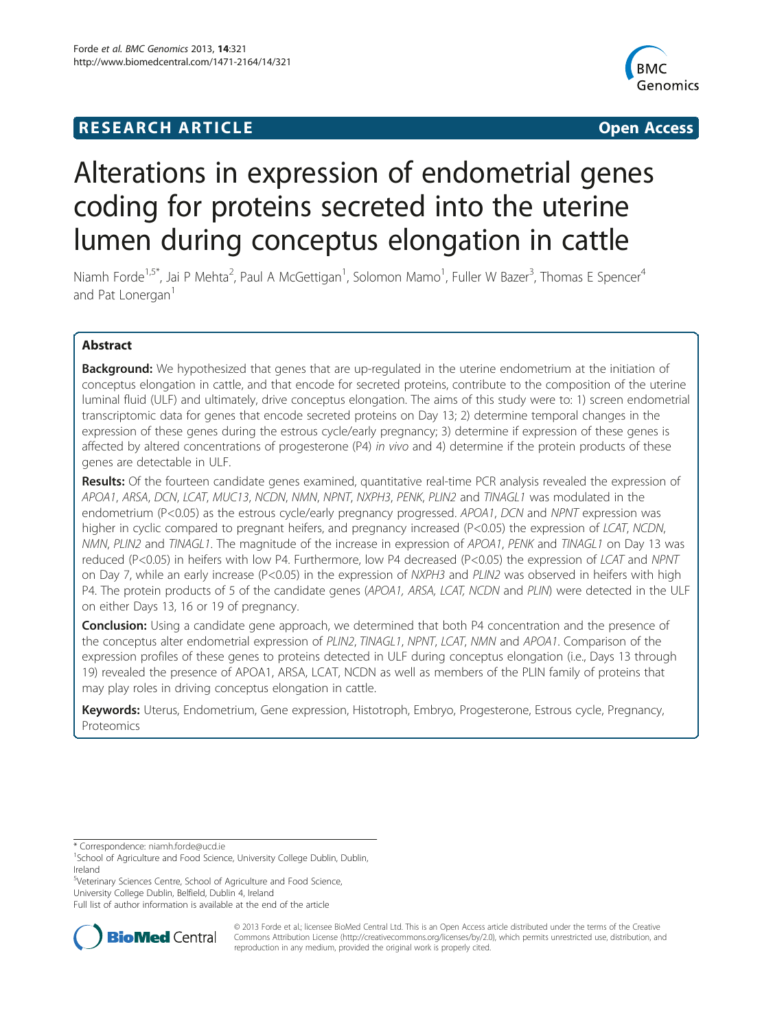**RESEARCH ARTICLE** **Open Access**

# Alterations in expression of endometrial genes coding for proteins secreted into the uterine lumen during conceptus elongation in cattle

Niamh Forde[1,5*], Jai P Mehta[2], Paul A McGettigan[1], Solomon Mamo[1], Fuller W Bazer[3], Thomas E Spencer[4] and Pat Lonergan[1]

## Abstract

**Background:** We hypothesized that genes that are up-regulated in the uterine endometrium at the initiation of conceptus elongation in cattle, and that encode for secreted proteins, contribute to the composition of the uterine luminal fluid (ULF) and ultimately, drive conceptus elongation. The aims of this study were to: 1) screen endometrial transcriptomic data for genes that encode secreted proteins on Day 13; 2) determine temporal changes in the expression of these genes during the estrous cycle/early pregnancy; 3) determine if expression of these genes is affected by altered concentrations of progesterone (P4) *in vivo* and 4) determine if the protein products of these genes are detectable in ULF.

**Results:** Of the fourteen candidate genes examined, quantitative real-time PCR analysis revealed the expression of *APOA1*, *ARSA*, *DCN*, *LCAT*, *MUC13*, *NCDN*, *NMN*, *NPNT*, *NXPH3*, *PENK*, *PLIN2* and *TINAGL1* was modulated in the endometrium (P<0.05) as the estrous cycle/early pregnancy progressed. *APOA1*, *DCN* and *NPNT* expression was higher in cyclic compared to pregnant heifers, and pregnancy increased (P<0.05) the expression of *LCAT*, *NCDN*, *NMN*, *PLIN2* and *TINAGL1*. The magnitude of the increase in expression of *APOA1*, *PENK* and *TINAGL1* on Day 13 was reduced (P<0.05) in heifers with low P4. Furthermore, low P4 decreased (P<0.05) the expression of *LCAT* and *NPNT* on Day 7, while an early increase (P<0.05) in the expression of *NXPH3* and *PLIN2* was observed in heifers with high P4. The protein products of 5 of the candidate genes (*APOA1, ARSA, LCAT, NCDN* and *PLIN*) were detected in the ULF on either Days 13, 16 or 19 of pregnancy.

**Conclusion:** Using a candidate gene approach, we determined that both P4 concentration and the presence of the conceptus alter endometrial expression of *PLIN2*, *TINAGL1*, *NPNT*, *LCAT*, *NMN* and *APOA1*. Comparison of the expression profiles of these genes to proteins detected in ULF during conceptus elongation (i.e., Days 13 through 19) revealed the presence of APOA1, ARSA, LCAT, NCDN as well as members of the PLIN family of proteins that may play roles in driving conceptus elongation in cattle.

**Keywords:** Uterus, Endometrium, Gene expression, Histotroph, Embryo, Progesterone, Estrous cycle, Pregnancy, Proteomics

\* Correspondence: niamh.forde@ucd.ie
[1]School of Agriculture and Food Science, University College Dublin, Dublin, Ireland
[5]Veterinary Sciences Centre, School of Agriculture and Food Science, University College Dublin, Belfield, Dublin 4, Ireland
Full list of author information is available at the end of the article

© 2013 Forde et al.; licensee BioMed Central Ltd. This is an Open Access article distributed under the terms of the Creative Commons Attribution License (http://creativecommons.org/licenses/by/2.0), which permits unrestricted use, distribution, and reproduction in any medium, provided the original work is properly cited.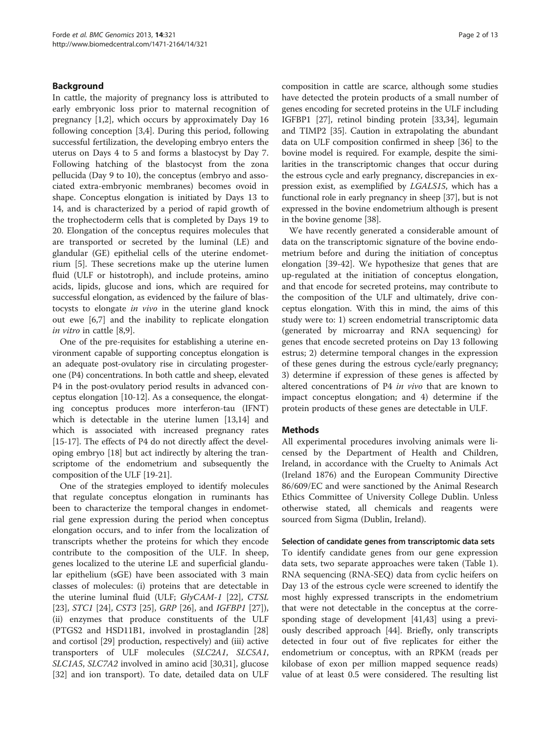## Background

In cattle, the majority of pregnancy loss is attributed to early embryonic loss prior to maternal recognition of pregnancy [1,2], which occurs by approximately Day 16 following conception [3,4]. During this period, following successful fertilization, the developing embryo enters the uterus on Days 4 to 5 and forms a blastocyst by Day 7. Following hatching of the blastocyst from the zona pellucida (Day 9 to 10), the conceptus (embryo and associated extra-embryonic membranes) becomes ovoid in shape. Conceptus elongation is initiated by Days 13 to 14, and is characterized by a period of rapid growth of the trophectoderm cells that is completed by Days 19 to 20. Elongation of the conceptus requires molecules that are transported or secreted by the luminal (LE) and glandular (GE) epithelial cells of the uterine endometrium [5]. These secretions make up the uterine lumen fluid (ULF or histotroph), and include proteins, amino acids, lipids, glucose and ions, which are required for successful elongation, as evidenced by the failure of blastocysts to elongate *in vivo* in the uterine gland knock out ewe [6,7] and the inability to replicate elongation *in vitro* in cattle [8,9].

One of the pre-requisites for establishing a uterine environment capable of supporting conceptus elongation is an adequate post-ovulatory rise in circulating progesterone (P4) concentrations. In both cattle and sheep, elevated P4 in the post-ovulatory period results in advanced conceptus elongation [10-12]. As a consequence, the elongating conceptus produces more interferon-tau (IFNT) which is detectable in the uterine lumen [13,14] and which is associated with increased pregnancy rates [15-17]. The effects of P4 do not directly affect the developing embryo [18] but act indirectly by altering the transcriptome of the endometrium and subsequently the composition of the ULF [19-21].

One of the strategies employed to identify molecules that regulate conceptus elongation in ruminants has been to characterize the temporal changes in endometrial gene expression during the period when conceptus elongation occurs, and to infer from the localization of transcripts whether the proteins for which they encode contribute to the composition of the ULF. In sheep, genes localized to the uterine LE and superficial glandular epithelium (sGE) have been associated with 3 main classes of molecules: (i) proteins that are detectable in the uterine luminal fluid (ULF; *GlyCAM-1* [22], *CTSL* [23], *STC1* [24], *CST3* [25], *GRP* [26], and *IGFBP1* [27]), (ii) enzymes that produce constituents of the ULF (PTGS2 and HSD11B1, involved in prostaglandin [28] and cortisol [29] production, respectively) and (iii) active transporters of ULF molecules (*SLC2A1*, *SLC5A1*, *SLC1A5*, *SLC7A2* involved in amino acid [30,31], glucose [32] and ion transport). To date, detailed data on ULF composition in cattle are scarce, although some studies have detected the protein products of a small number of genes encoding for secreted proteins in the ULF including IGFBP1 [27], retinol binding protein [33,34], legumain and TIMP2 [35]. Caution in extrapolating the abundant data on ULF composition confirmed in sheep [36] to the bovine model is required. For example, despite the similarities in the transcriptomic changes that occur during the estrous cycle and early pregnancy, discrepancies in expression exist, as exemplified by *LGALS15*, which has a functional role in early pregnancy in sheep [37], but is not expressed in the bovine endometrium although is present in the bovine genome [38].

We have recently generated a considerable amount of data on the transcriptomic signature of the bovine endometrium before and during the initiation of conceptus elongation [39-42]. We hypothesize that genes that are up-regulated at the initiation of conceptus elongation, and that encode for secreted proteins, may contribute to the composition of the ULF and ultimately, drive conceptus elongation. With this in mind, the aims of this study were to: 1) screen endometrial transcriptomic data (generated by microarray and RNA sequencing) for genes that encode secreted proteins on Day 13 following estrus; 2) determine temporal changes in the expression of these genes during the estrous cycle/early pregnancy; 3) determine if expression of these genes is affected by altered concentrations of P4 *in vivo* that are known to impact conceptus elongation; and 4) determine if the protein products of these genes are detectable in ULF.

## Methods

All experimental procedures involving animals were licensed by the Department of Health and Children, Ireland, in accordance with the Cruelty to Animals Act (Ireland 1876) and the European Community Directive 86/609/EC and were sanctioned by the Animal Research Ethics Committee of University College Dublin. Unless otherwise stated, all chemicals and reagents were sourced from Sigma (Dublin, Ireland).

### Selection of candidate genes from transcriptomic data sets

To identify candidate genes from our gene expression data sets, two separate approaches were taken (Table 1). RNA sequencing (RNA-SEQ) data from cyclic heifers on Day 13 of the estrous cycle were screened to identify the most highly expressed transcripts in the endometrium that were not detectable in the conceptus at the corresponding stage of development [41,43] using a previously described approach [44]. Briefly, only transcripts detected in four out of five replicates for either the endometrium or conceptus, with an RPKM (reads per kilobase of exon per million mapped sequence reads) value of at least 0.5 were considered. The resulting list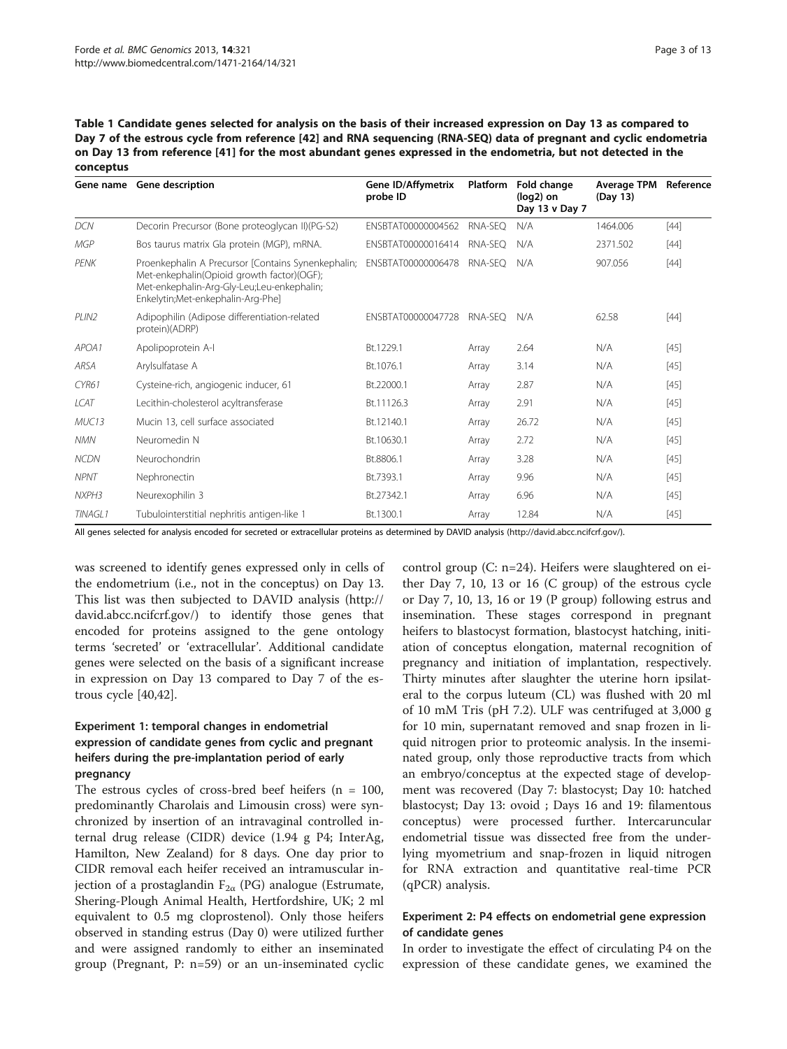**Table 1 Candidate genes selected for analysis on the basis of their increased expression on Day 13 as compared to Day 7 of the estrous cycle from reference [42] and RNA sequencing (RNA-SEQ) data of pregnant and cyclic endometria on Day 13 from reference [41] for the most abundant genes expressed in the endometria, but not detected in the conceptus**

| Gene name | Gene description | Gene ID/Affymetrix probe ID | Platform | Fold change (log2) on Day 13 v Day 7 | Average TPM (Day 13) | Reference |
|---|---|---|---|---|---|---|
| *DCN* | Decorin Precursor (Bone proteoglycan II)(PG-S2) | ENSBTAT00000004562 | RNA-SEQ | N/A | 1464.006 | [44] |
| *MGP* | Bos taurus matrix Gla protein (MGP), mRNA. | ENSBTAT00000016414 | RNA-SEQ | N/A | 2371.502 | [44] |
| *PENK* | Proenkephalin A Precursor [Contains Synenkephalin; Met-enkephalin(Opioid growth factor)(OGF); Met-enkephalin-Arg-Gly-Leu;Leu-enkephalin; Enkelytin;Met-enkephalin-Arg-Phe] | ENSBTAT00000006478 | RNA-SEQ | N/A | 907.056 | [44] |
| *PLIN2* | Adipophilin (Adipose differentiation-related protein)(ADRP) | ENSBTAT00000047728 | RNA-SEQ | N/A | 62.58 | [44] |
| *APOA1* | Apolipoprotein A-I | Bt.1229.1 | Array | 2.64 | N/A | [45] |
| *ARSA* | Arylsulfatase A | Bt.1076.1 | Array | 3.14 | N/A | [45] |
| *CYR61* | Cysteine-rich, angiogenic inducer, 61 | Bt.22000.1 | Array | 2.87 | N/A | [45] |
| *LCAT* | Lecithin-cholesterol acyltransferase | Bt.11126.3 | Array | 2.91 | N/A | [45] |
| *MUC13* | Mucin 13, cell surface associated | Bt.12140.1 | Array | 26.72 | N/A | [45] |
| *NMN* | Neuromedin N | Bt.10630.1 | Array | 2.72 | N/A | [45] |
| *NCDN* | Neurochondrin | Bt.8806.1 | Array | 3.28 | N/A | [45] |
| *NPNT* | Nephronectin | Bt.7393.1 | Array | 9.96 | N/A | [45] |
| *NXPH3* | Neurexophilin 3 | Bt.27342.1 | Array | 6.96 | N/A | [45] |
| *TINAGL1* | Tubulointerstitial nephritis antigen-like 1 | Bt.1300.1 | Array | 12.84 | N/A | [45] |

All genes selected for analysis encoded for secreted or extracellular proteins as determined by DAVID analysis (http://david.abcc.ncifcrf.gov/).

was screened to identify genes expressed only in cells of the endometrium (i.e., not in the conceptus) on Day 13. This list was then subjected to DAVID analysis (http://david.abcc.ncifcrf.gov/) to identify those genes that encoded for proteins assigned to the gene ontology terms 'secreted' or 'extracellular'. Additional candidate genes were selected on the basis of a significant increase in expression on Day 13 compared to Day 7 of the estrous cycle [40,42].

### Experiment 1: temporal changes in endometrial expression of candidate genes from cyclic and pregnant heifers during the pre-implantation period of early pregnancy

The estrous cycles of cross-bred beef heifers (n = 100, predominantly Charolais and Limousin cross) were synchronized by insertion of an intravaginal controlled internal drug release (CIDR) device (1.94 g P4; InterAg, Hamilton, New Zealand) for 8 days. One day prior to CIDR removal each heifer received an intramuscular injection of a prostaglandin $F_{2\alpha}$ (PG) analogue (Estrumate, Shering-Plough Animal Health, Hertfordshire, UK; 2 ml equivalent to 0.5 mg cloprostenol). Only those heifers observed in standing estrus (Day 0) were utilized further and were assigned randomly to either an inseminated group (Pregnant, P: n=59) or an un-inseminated cyclic control group (C: n=24). Heifers were slaughtered on either Day 7, 10, 13 or 16 (C group) of the estrous cycle or Day 7, 10, 13, 16 or 19 (P group) following estrus and insemination. These stages correspond in pregnant heifers to blastocyst formation, blastocyst hatching, initiation of conceptus elongation, maternal recognition of pregnancy and initiation of implantation, respectively. Thirty minutes after slaughter the uterine horn ipsilateral to the corpus luteum (CL) was flushed with 20 ml of 10 mM Tris (pH 7.2). ULF was centrifuged at 3,000 g for 10 min, supernatant removed and snap frozen in liquid nitrogen prior to proteomic analysis. In the inseminated group, only those reproductive tracts from which an embryo/conceptus at the expected stage of development was recovered (Day 7: blastocyst; Day 10: hatched blastocyst; Day 13: ovoid ; Days 16 and 19: filamentous conceptus) were processed further. Intercaruncular endometrial tissue was dissected free from the underlying myometrium and snap-frozen in liquid nitrogen for RNA extraction and quantitative real-time PCR (qPCR) analysis.

### Experiment 2: P4 effects on endometrial gene expression of candidate genes

In order to investigate the effect of circulating P4 on the expression of these candidate genes, we examined the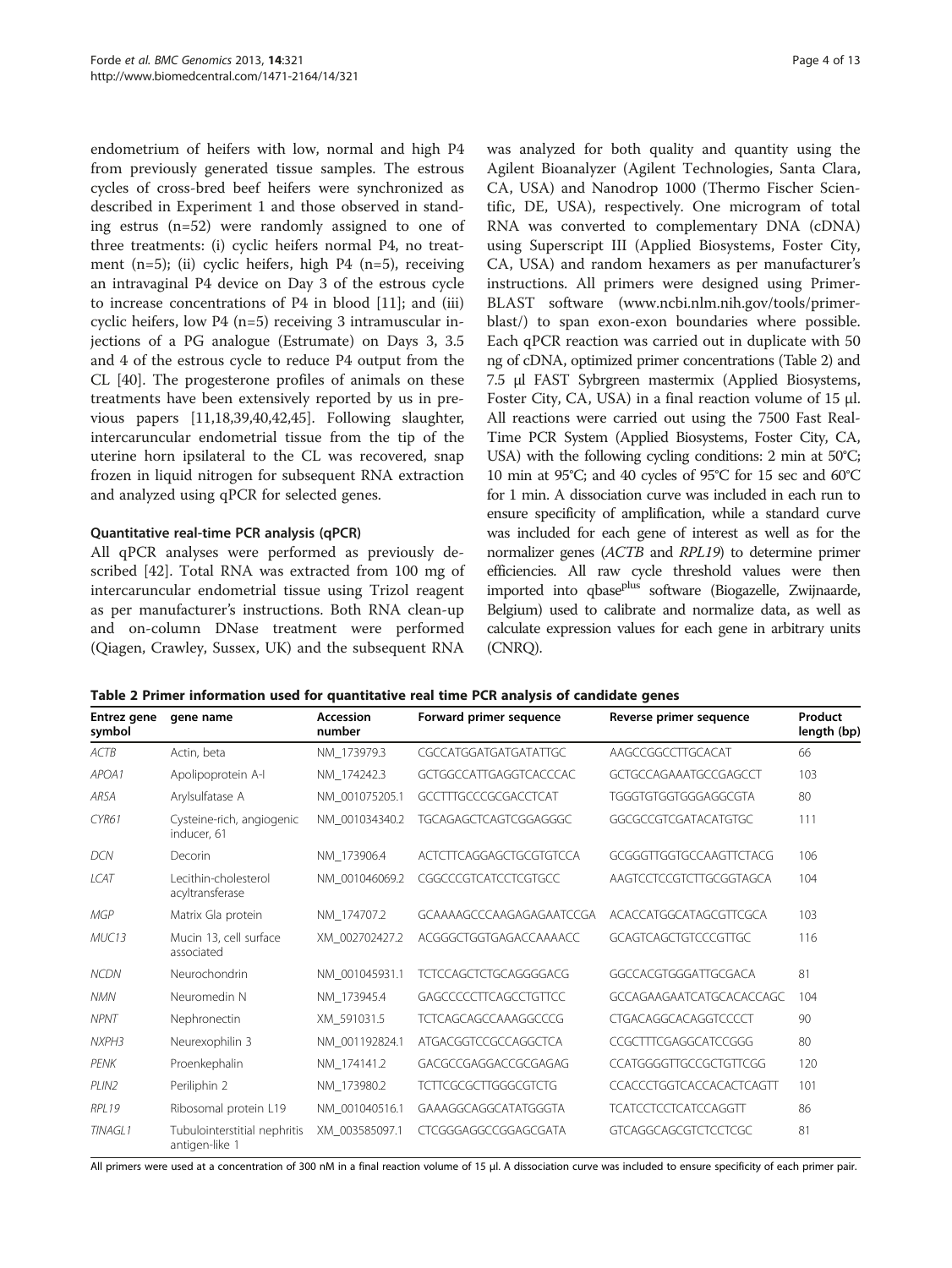endometrium of heifers with low, normal and high P4 from previously generated tissue samples. The estrous cycles of cross-bred beef heifers were synchronized as described in Experiment 1 and those observed in standing estrus (n=52) were randomly assigned to one of three treatments: (i) cyclic heifers normal P4, no treatment (n=5); (ii) cyclic heifers, high P4 (n=5), receiving an intravaginal P4 device on Day 3 of the estrous cycle to increase concentrations of P4 in blood [11]; and (iii) cyclic heifers, low P4 (n=5) receiving 3 intramuscular injections of a PG analogue (Estrumate) on Days 3, 3.5 and 4 of the estrous cycle to reduce P4 output from the CL [40]. The progesterone profiles of animals on these treatments have been extensively reported by us in previous papers [11,18,39,40,42,45]. Following slaughter, intercaruncular endometrial tissue from the tip of the uterine horn ipsilateral to the CL was recovered, snap frozen in liquid nitrogen for subsequent RNA extraction and analyzed using qPCR for selected genes.

### Quantitative real-time PCR analysis (qPCR)

All qPCR analyses were performed as previously described [42]. Total RNA was extracted from 100 mg of intercaruncular endometrial tissue using Trizol reagent as per manufacturer's instructions. Both RNA clean-up and on-column DNase treatment were performed (Qiagen, Crawley, Sussex, UK) and the subsequent RNA was analyzed for both quality and quantity using the Agilent Bioanalyzer (Agilent Technologies, Santa Clara, CA, USA) and Nanodrop 1000 (Thermo Fischer Scientific, DE, USA), respectively. One microgram of total RNA was converted to complementary DNA (cDNA) using Superscript III (Applied Biosystems, Foster City, CA, USA) and random hexamers as per manufacturer's instructions. All primers were designed using Primer-BLAST software (www.ncbi.nlm.nih.gov/tools/primer-blast/) to span exon-exon boundaries where possible. Each qPCR reaction was carried out in duplicate with 50 ng of cDNA, optimized primer concentrations (Table 2) and 7.5 µl FAST Sybrgreen mastermix (Applied Biosystems, Foster City, CA, USA) in a final reaction volume of 15 µl. All reactions were carried out using the 7500 Fast Real-Time PCR System (Applied Biosystems, Foster City, CA, USA) with the following cycling conditions: 2 min at 50°C; 10 min at 95°C; and 40 cycles of 95°C for 15 sec and 60°C for 1 min. A dissociation curve was included in each run to ensure specificity of amplification, while a standard curve was included for each gene of interest as well as for the normalizer genes (*ACTB* and *RPL19*) to determine primer efficiencies. All raw cycle threshold values were then imported into qbase$^{plus}$ software (Biogazelle, Zwijnaarde, Belgium) used to calibrate and normalize data, as well as calculate expression values for each gene in arbitrary units (CNRQ).

**Table 2 Primer information used for quantitative real time PCR analysis of candidate genes**

| Entrez gene symbol | gene name | Accession number | Forward primer sequence | Reverse primer sequence | Product length (bp) |
|---|---|---|---|---|---|
| *ACTB* | Actin, beta | NM_173979.3 | CGCCATGGATGATGATATTGC | AAGCCGGCCTTGCACAT | 66 |
| *APOA1* | Apolipoprotein A-I | NM_174242.3 | GCTGGCCATTGAGGTCACCCAC | GCTGCCAGAAATGCCGAGCCT | 103 |
| *ARSA* | Arylsulfatase A | NM_001075205.1 | GCCTTTGCCCGCGACCTCAT | TGGGTGTGGTGGGAGGCGTA | 80 |
| *CYR61* | Cysteine-rich, angiogenic inducer, 61 | NM_001034340.2 | TGCAGAGCTCAGTCGGAGGGC | GGCGCCGTCGATACATGTGC | 111 |
| *DCN* | Decorin | NM_173906.4 | ACTCTTCAGGAGCTGCGTGTCCA | GCGGGTTGGTGCCAAGTTCTACG | 106 |
| *LCAT* | Lecithin-cholesterol acyltransferase | NM_001046069.2 | CGGCCCGTCATCCTCGTGCC | AAGTCCTCCGTCTTGCGGTAGCA | 104 |
| *MGP* | Matrix Gla protein | NM_174707.2 | GCAAAAGCCCAAGAGAGAATCCGA | ACACCATGGCATAGCGTTCGCA | 103 |
| *MUC13* | Mucin 13, cell surface associated | XM_002702427.2 | ACGGGCTGGTGAGACCAAAACC | GCAGTCAGCTGTCCCGTTGC | 116 |
| *NCDN* | Neurochondrin | NM_001045931.1 | TCTCCAGCTCTGCAGGGGACG | GGCCACGTGGGATTGCGACA | 81 |
| *NMN* | Neuromedin N | NM_173945.4 | GAGCCCCCTTCAGCCTGTTCC | GCCAGAAGAATCATGCACACCAGC | 104 |
| *NPNT* | Nephronectin | XM_591031.5 | TCTCAGCAGCCAAAGGCCCG | CTGACAGGCACAGGTCCCCT | 90 |
| *NXPH3* | Neurexophilin 3 | NM_001192824.1 | ATGACGGTCCGCCAGGCTCA | CCGCTTTCGAGGCATCCGGG | 80 |
| *PENK* | Proenkephalin | NM_174141.2 | GACGCCGAGGACCGCGAGAG | CCATGGGGTTGCCGCTGTTCGG | 120 |
| *PLIN2* | Periliphin 2 | NM_173980.2 | TCTTCGCGCTTGGGCGTCTG | CCACCCTGGTCACCACACTCAGTT | 101 |
| *RPL19* | Ribosomal protein L19 | NM_001040516.1 | GAAAGGCAGGCATATGGGTA | TCATCCTCCTCATCCAGGTT | 86 |
| *TINAGL1* | Tubulointerstitial nephritis antigen-like 1 | XM_003585097.1 | CTCGGGAGGCCGGAGCGATA | GTCAGGCAGCGTCTCCTCGC | 81 |

All primers were used at a concentration of 300 nM in a final reaction volume of 15 µl. A dissociation curve was included to ensure specificity of each primer pair.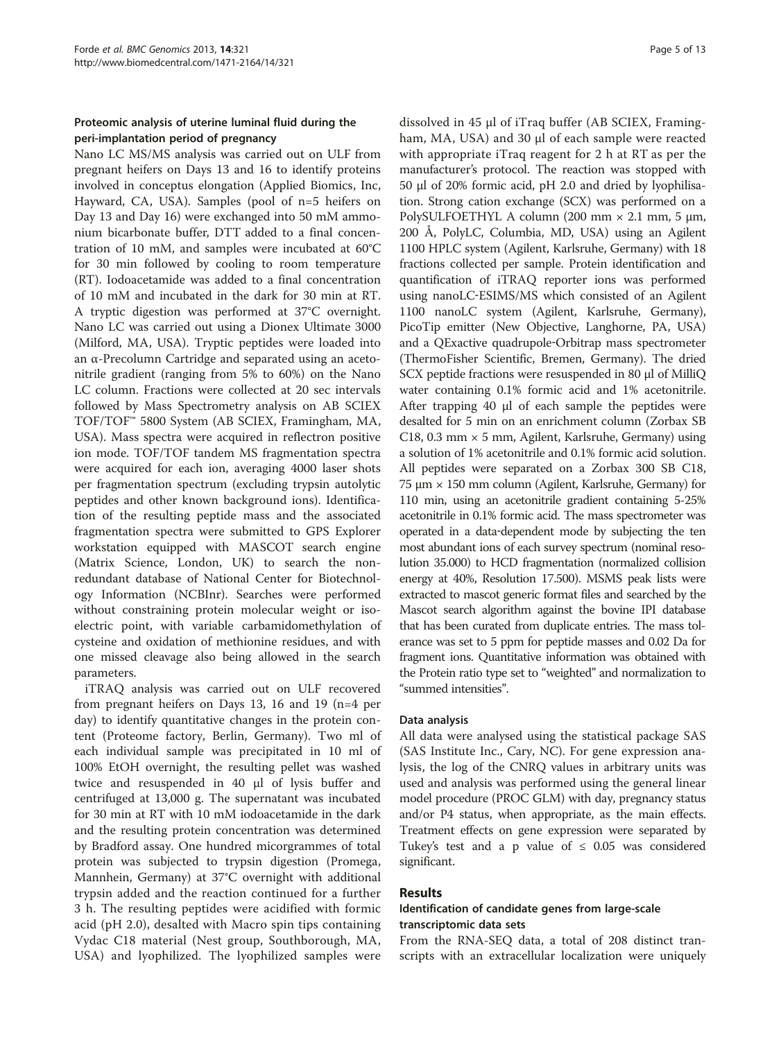### Proteomic analysis of uterine luminal fluid during the peri-implantation period of pregnancy

Nano LC MS/MS analysis was carried out on ULF from pregnant heifers on Days 13 and 16 to identify proteins involved in conceptus elongation (Applied Biomics, Inc, Hayward, CA, USA). Samples (pool of n=5 heifers on Day 13 and Day 16) were exchanged into 50 mM ammonium bicarbonate buffer, DTT added to a final concentration of 10 mM, and samples were incubated at 60°C for 30 min followed by cooling to room temperature (RT). Iodoacetamide was added to a final concentration of 10 mM and incubated in the dark for 30 min at RT. A tryptic digestion was performed at 37°C overnight. Nano LC was carried out using a Dionex Ultimate 3000 (Milford, MA, USA). Tryptic peptides were loaded into an α-Precolumn Cartridge and separated using an acetonitrile gradient (ranging from 5% to 60%) on the Nano LC column. Fractions were collected at 20 sec intervals followed by Mass Spectrometry analysis on AB SCIEX TOF/TOF™ 5800 System (AB SCIEX, Framingham, MA, USA). Mass spectra were acquired in reflectron positive ion mode. TOF/TOF tandem MS fragmentation spectra were acquired for each ion, averaging 4000 laser shots per fragmentation spectrum (excluding trypsin autolytic peptides and other known background ions). Identification of the resulting peptide mass and the associated fragmentation spectra were submitted to GPS Explorer workstation equipped with MASCOT search engine (Matrix Science, London, UK) to search the non-redundant database of National Center for Biotechnology Information (NCBInr). Searches were performed without constraining protein molecular weight or isoelectric point, with variable carbamidomethylation of cysteine and oxidation of methionine residues, and with one missed cleavage also being allowed in the search parameters.

iTRAQ analysis was carried out on ULF recovered from pregnant heifers on Days 13, 16 and 19 (n=4 per day) to identify quantitative changes in the protein content (Proteome factory, Berlin, Germany). Two ml of each individual sample was precipitated in 10 ml of 100% EtOH overnight, the resulting pellet was washed twice and resuspended in 40 µl of lysis buffer and centrifuged at 13,000 g. The supernatant was incubated for 30 min at RT with 10 mM iodoacetamide in the dark and the resulting protein concentration was determined by Bradford assay. One hundred micorgrammes of total protein was subjected to trypsin digestion (Promega, Mannhein, Germany) at 37°C overnight with additional trypsin added and the reaction continued for a further 3 h. The resulting peptides were acidified with formic acid (pH 2.0), desalted with Macro spin tips containing Vydac C18 material (Nest group, Southborough, MA, USA) and lyophilized. The lyophilized samples were dissolved in 45 µl of iTraq buffer (AB SCIEX, Framingham, MA, USA) and 30 µl of each sample were reacted with appropriate iTraq reagent for 2 h at RT as per the manufacturer's protocol. The reaction was stopped with 50 µl of 20% formic acid, pH 2.0 and dried by lyophilisation. Strong cation exchange (SCX) was performed on a PolySULFOETHYL A column (200 mm × 2.1 mm, 5 µm, 200 Å, PolyLC, Columbia, MD, USA) using an Agilent 1100 HPLC system (Agilent, Karlsruhe, Germany) with 18 fractions collected per sample. Protein identification and quantification of iTRAQ reporter ions was performed using nanoLC-ESIMS/MS which consisted of an Agilent 1100 nanoLC system (Agilent, Karlsruhe, Germany), PicoTip emitter (New Objective, Langhorne, PA, USA) and a QExactive quadrupole-Orbitrap mass spectrometer (ThermoFisher Scientific, Bremen, Germany). The dried SCX peptide fractions were resuspended in 80 µl of MilliQ water containing 0.1% formic acid and 1% acetonitrile. After trapping 40 µl of each sample the peptides were desalted for 5 min on an enrichment column (Zorbax SB C18, 0.3 mm × 5 mm, Agilent, Karlsruhe, Germany) using a solution of 1% acetonitrile and 0.1% formic acid solution. All peptides were separated on a Zorbax 300 SB C18, 75 µm × 150 mm column (Agilent, Karlsruhe, Germany) for 110 min, using an acetonitrile gradient containing 5-25% acetonitrile in 0.1% formic acid. The mass spectrometer was operated in a data-dependent mode by subjecting the ten most abundant ions of each survey spectrum (nominal resolution 35.000) to HCD fragmentation (normalized collision energy at 40%, Resolution 17.500). MSMS peak lists were extracted to mascot generic format files and searched by the Mascot search algorithm against the bovine IPI database that has been curated from duplicate entries. The mass tolerance was set to 5 ppm for peptide masses and 0.02 Da for fragment ions. Quantitative information was obtained with the Protein ratio type set to "weighted" and normalization to "summed intensities".

### Data analysis

All data were analysed using the statistical package SAS (SAS Institute Inc., Cary, NC). For gene expression analysis, the log of the CNRQ values in arbitrary units was used and analysis was performed using the general linear model procedure (PROC GLM) with day, pregnancy status and/or P4 status, when appropriate, as the main effects. Treatment effects on gene expression were separated by Tukey's test and a p value of $\leq$ 0.05 was considered significant.

## Results

### Identification of candidate genes from large-scale transcriptomic data sets

From the RNA-SEQ data, a total of 208 distinct transcripts with an extracellular localization were uniquely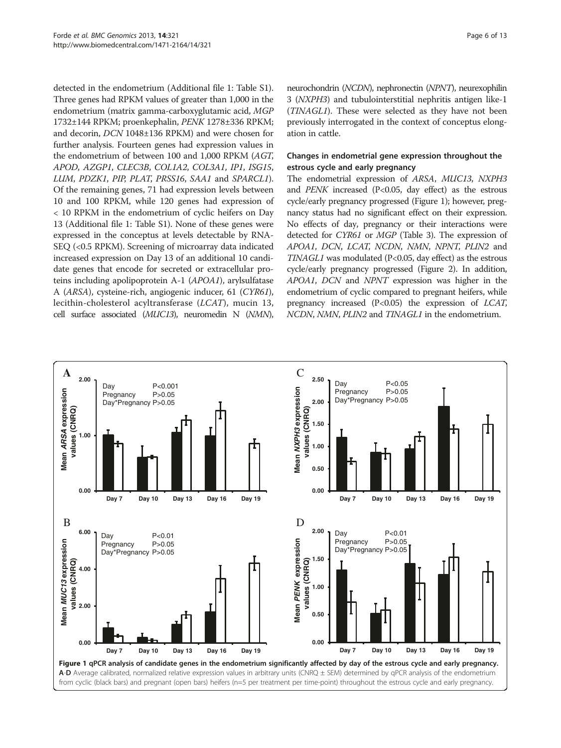detected in the endometrium (Additional file 1: Table S1). Three genes had RPKM values of greater than 1,000 in the endometrium (matrix gamma-carboxyglutamic acid, *MGP* 1732±144 RPKM; proenkephalin, *PENK* 1278±336 RPKM; and decorin, *DCN* 1048±136 RPKM) and were chosen for further analysis. Fourteen genes had expression values in the endometrium of between 100 and 1,000 RPKM (*AGT*, *APOD*, *AZGP1*, *CLEC3B*, *COL1A2*, *COL3A1*, *IP1*, *ISG15*, *LUM*, *PDZK1*, *PIP*, *PLAT*, *PRSS16*, *SAA1* and *SPARCL1*). Of the remaining genes, 71 had expression levels between 10 and 100 RPKM, while 120 genes had expression of < 10 RPKM in the endometrium of cyclic heifers on Day 13 (Additional file 1: Table S1). None of these genes were expressed in the conceptus at levels detectable by RNA-SEQ (<0.5 RPKM). Screening of microarray data indicated increased expression on Day 13 of an additional 10 candidate genes that encode for secreted or extracellular proteins including apolipoprotein A-1 (*APOA1*), arylsulfatase A (*ARSA*), cysteine-rich, angiogenic inducer, 61 (*CYR61*), lecithin-cholesterol acyltransferase (*LCAT*), mucin 13, cell surface associated (*MUC13*), neuromedin N (*NMN*), neurochondrin (*NCDN*), nephronectin (*NPNT*), neurexophilin 3 (*NXPH3*) and tubulointerstitial nephritis antigen like-1 (*TINAGL1*). These were selected as they have not been previously interrogated in the context of conceptus elongation in cattle.

### Changes in endometrial gene expression throughout the estrous cycle and early pregnancy

The endometrial expression of *ARSA*, *MUC13*, *NXPH3* and *PENK* increased (P<0.05, day effect) as the estrous cycle/early pregnancy progressed (Figure 1); however, pregnancy status had no significant effect on their expression. No effects of day, pregnancy or their interactions were detected for *CYR61* or *MGP* (Table 3). The expression of *APOA1*, *DCN*, *LCAT*, *NCDN*, *NMN*, *NPNT*, *PLIN2* and *TINAGL1* was modulated (P<0.05, day effect) as the estrous cycle/early pregnancy progressed (Figure 2). In addition, *APOA1*, *DCN* and *NPNT* expression was higher in the endometrium of cyclic compared to pregnant heifers, while pregnancy increased (P<0.05) the expression of *LCAT*, *NCDN*, *NMN*, *PLIN2* and *TINAGL1* in the endometrium.

**Figure 1 qPCR analysis of candidate genes in the endometrium significantly affected by day of the estrous cycle and early pregnancy.** **A**-**D** Average calibrated, normalized relative expression values in arbitrary units (CNRQ ± SEM) determined by qPCR analysis of the endometrium from cyclic (black bars) and pregnant (open bars) heifers (n=5 per treatment per time-point) throughout the estrous cycle and early pregnancy.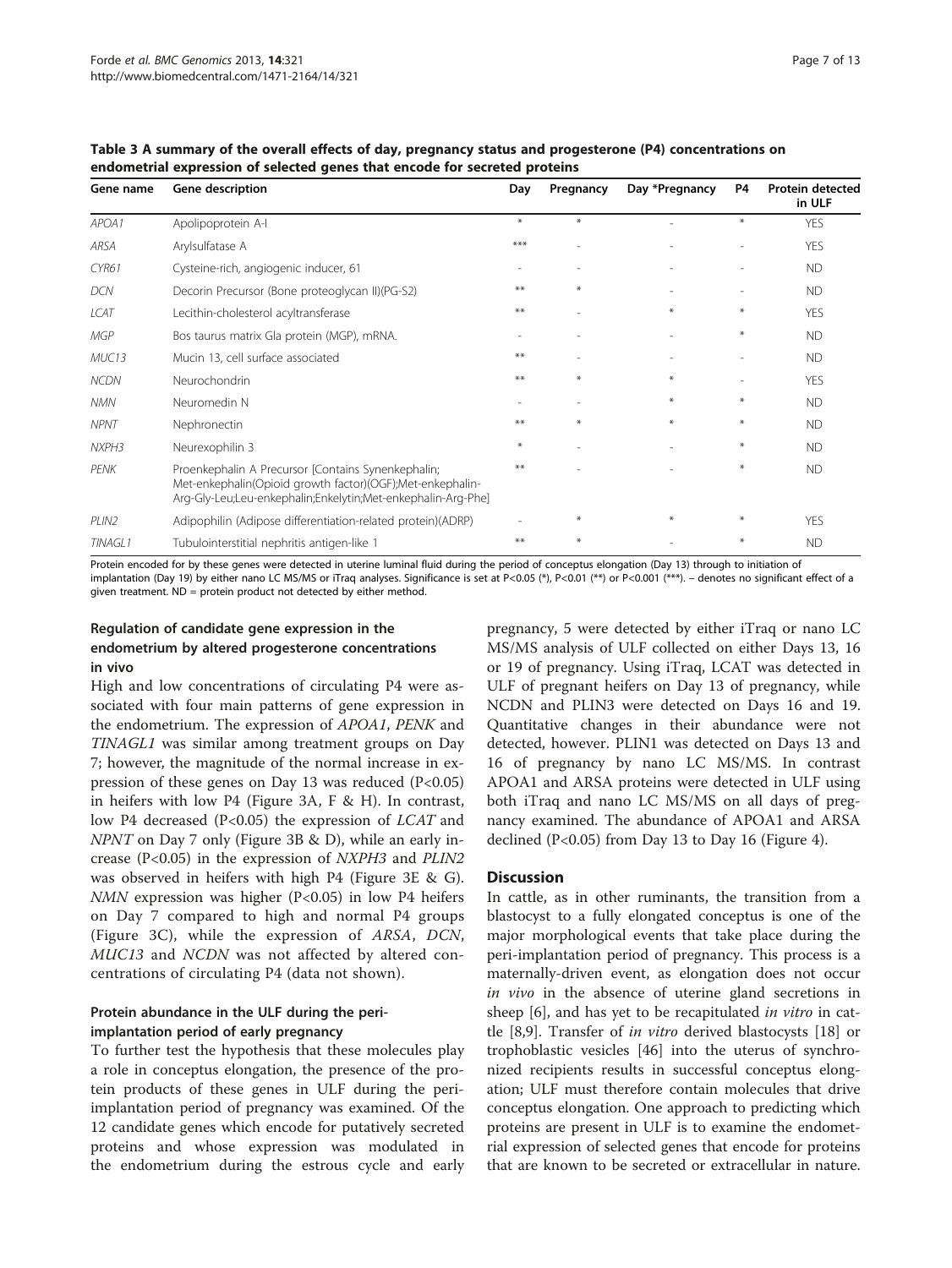**Table 3 A summary of the overall effects of day, pregnancy status and progesterone (P4) concentrations on endometrial expression of selected genes that encode for secreted proteins**

| Gene name | Gene description | Day | Pregnancy | Day *Pregnancy | P4 | Protein detected in ULF |
|---|---|---|---|---|---|---|
| *APOA1* | Apolipoprotein A-I | * | * | - | * | YES |
| *ARSA* | Arylsulfatase A | *** | - | - | - | YES |
| *CYR61* | Cysteine-rich, angiogenic inducer, 61 | - | - | - | - | ND |
| *DCN* | Decorin Precursor (Bone proteoglycan II)(PG-S2) | ** | * | - | - | ND |
| *LCAT* | Lecithin-cholesterol acyltransferase | ** | - | * | * | YES |
| *MGP* | Bos taurus matrix Gla protein (MGP), mRNA. | - | - | - | * | ND |
| *MUC13* | Mucin 13, cell surface associated | ** | - | - | - | ND |
| *NCDN* | Neurochondrin | ** | * | * | - | YES |
| *NMN* | Neuromedin N | - | - | * | * | ND |
| *NPNT* | Nephronectin | ** | * | * | * | ND |
| *NXPH3* | Neurexophilin 3 | * | - | - | * | ND |
| *PENK* | Proenkephalin A Precursor [Contains Synenkephalin; Met-enkephalin(Opioid growth factor)(OGF);Met-enkephalin-Arg-Gly-Leu;Leu-enkephalin;Enkelytin;Met-enkephalin-Arg-Phe] | ** | - | - | * | ND |
| *PLIN2* | Adipophilin (Adipose differentiation-related protein)(ADRP) | - | * | * | * | YES |
| *TINAGL1* | Tubulointerstitial nephritis antigen-like 1 | ** | * | - | * | ND |

Protein encoded for by these genes were detected in uterine luminal fluid during the period of conceptus elongation (Day 13) through to initiation of implantation (Day 19) by either nano LC MS/MS or iTraq analyses. Significance is set at P<0.05 (*), P<0.01 (**) or P<0.001 (***). – denotes no significant effect of a given treatment. ND = protein product not detected by either method.

### Regulation of candidate gene expression in the endometrium by altered progesterone concentrations in vivo

High and low concentrations of circulating P4 were associated with four main patterns of gene expression in the endometrium. The expression of *APOA1*, *PENK* and *TINAGL1* was similar among treatment groups on Day 7; however, the magnitude of the normal increase in expression of these genes on Day 13 was reduced (P<0.05) in heifers with low P4 (Figure 3A, F & H). In contrast, low P4 decreased (P<0.05) the expression of *LCAT* and *NPNT* on Day 7 only (Figure 3B & D), while an early increase (P<0.05) in the expression of *NXPH3* and *PLIN2* was observed in heifers with high P4 (Figure 3E & G). *NMN* expression was higher (P<0.05) in low P4 heifers on Day 7 compared to high and normal P4 groups (Figure 3C), while the expression of *ARSA*, *DCN*, *MUC13* and *NCDN* was not affected by altered concentrations of circulating P4 (data not shown).

### Protein abundance in the ULF during the peri-implantation period of early pregnancy

To further test the hypothesis that these molecules play a role in conceptus elongation, the presence of the protein products of these genes in ULF during the peri-implantation period of pregnancy was examined. Of the 12 candidate genes which encode for putatively secreted proteins and whose expression was modulated in the endometrium during the estrous cycle and early pregnancy, 5 were detected by either iTraq or nano LC MS/MS analysis of ULF collected on either Days 13, 16 or 19 of pregnancy. Using iTraq, LCAT was detected in ULF of pregnant heifers on Day 13 of pregnancy, while NCDN and PLIN3 were detected on Days 16 and 19. Quantitative changes in their abundance were not detected, however. PLIN1 was detected on Days 13 and 16 of pregnancy by nano LC MS/MS. In contrast APOA1 and ARSA proteins were detected in ULF using both iTraq and nano LC MS/MS on all days of pregnancy examined. The abundance of APOA1 and ARSA declined (P<0.05) from Day 13 to Day 16 (Figure 4).

## Discussion

In cattle, as in other ruminants, the transition from a blastocyst to a fully elongated conceptus is one of the major morphological events that take place during the peri-implantation period of pregnancy. This process is a maternally-driven event, as elongation does not occur *in vivo* in the absence of uterine gland secretions in sheep [6], and has yet to be recapitulated *in vitro* in cattle [8,9]. Transfer of *in vitro* derived blastocysts [18] or trophoblastic vesicles [46] into the uterus of synchronized recipients results in successful conceptus elongation; ULF must therefore contain molecules that drive conceptus elongation. One approach to predicting which proteins are present in ULF is to examine the endometrial expression of selected genes that encode for proteins that are known to be secreted or extracellular in nature.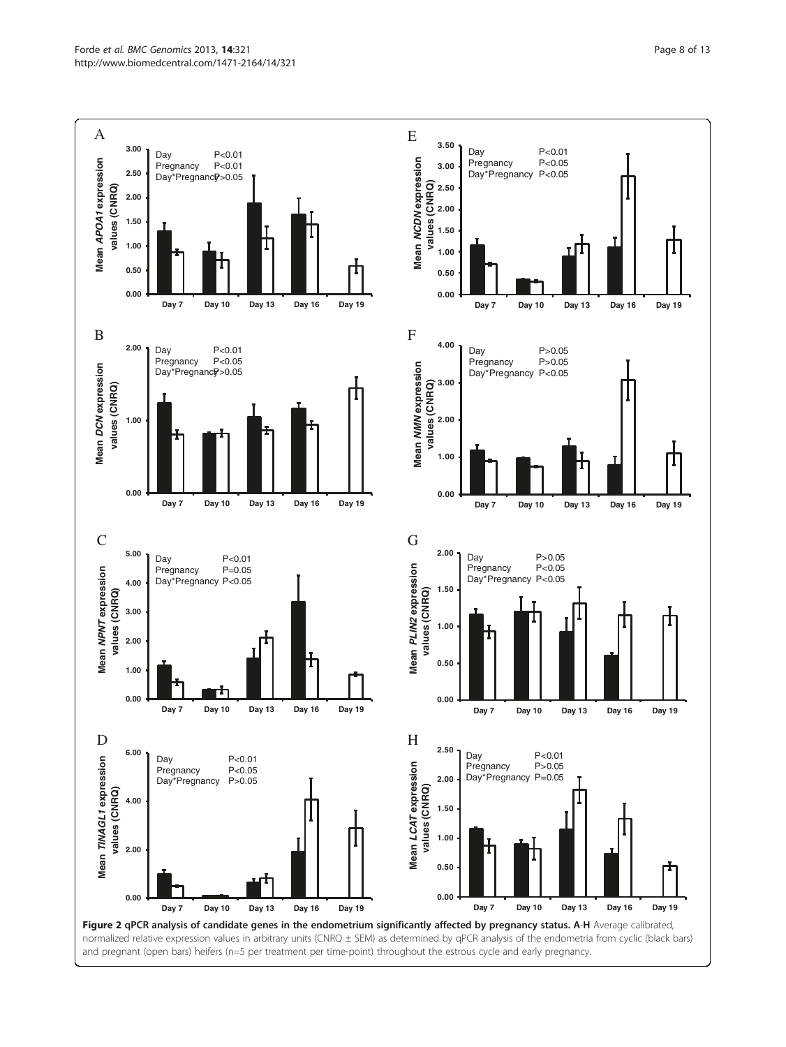**Figure 2 qPCR analysis of candidate genes in the endometrium significantly affected by pregnancy status. A-H** Average calibrated, normalized relative expression values in arbitrary units (CNRQ ± SEM) as determined by qPCR analysis of the endometria from cyclic (black bars) and pregnant (open bars) heifers (n=5 per treatment per time-point) throughout the estrous cycle and early pregnancy.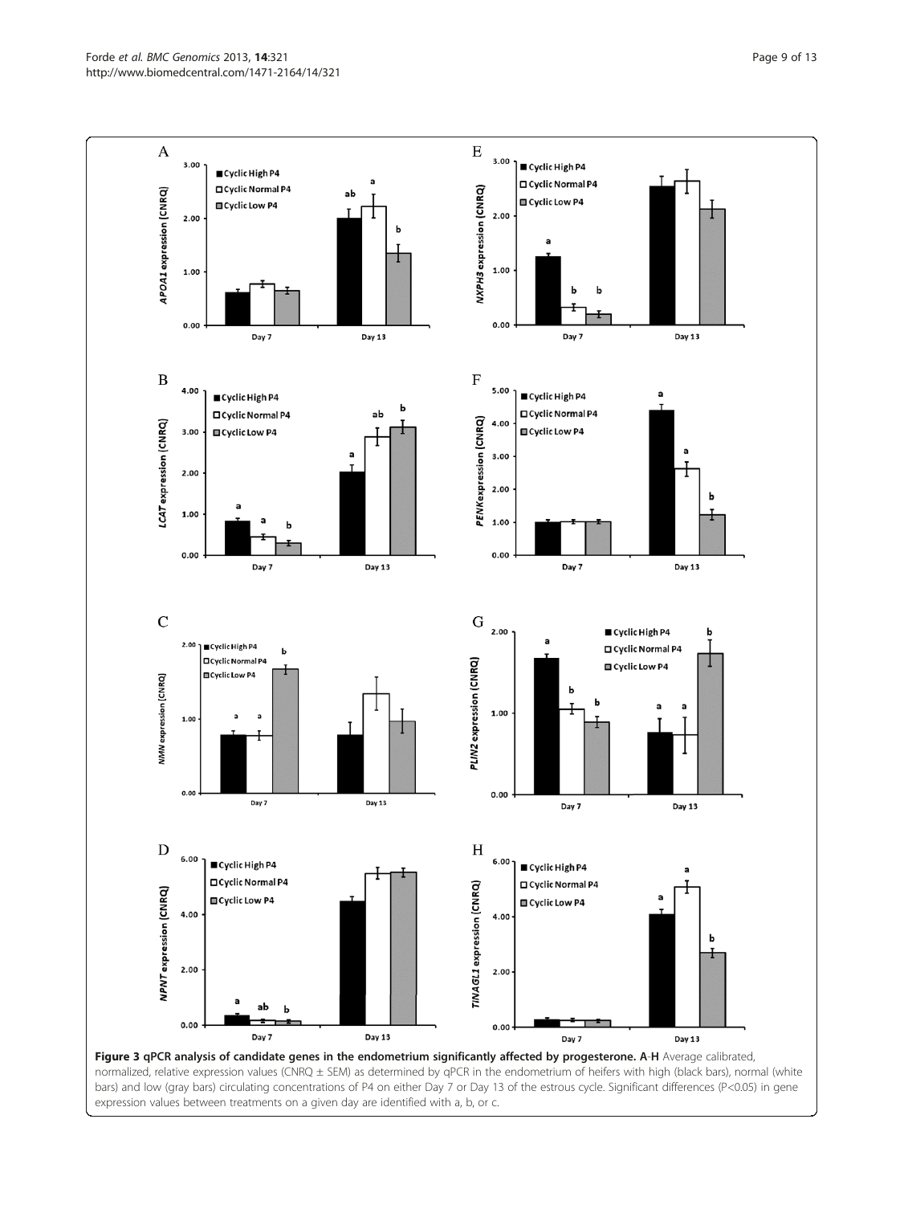**Figure 3 qPCR analysis of candidate genes in the endometrium significantly affected by progesterone. A-H** Average calibrated, normalized, relative expression values (CNRQ ± SEM) as determined by qPCR in the endometrium of heifers with high (black bars), normal (white bars) and low (gray bars) circulating concentrations of P4 on either Day 7 or Day 13 of the estrous cycle. Significant differences (P<0.05) in gene expression values between treatments on a given day are identified with a, b, or c.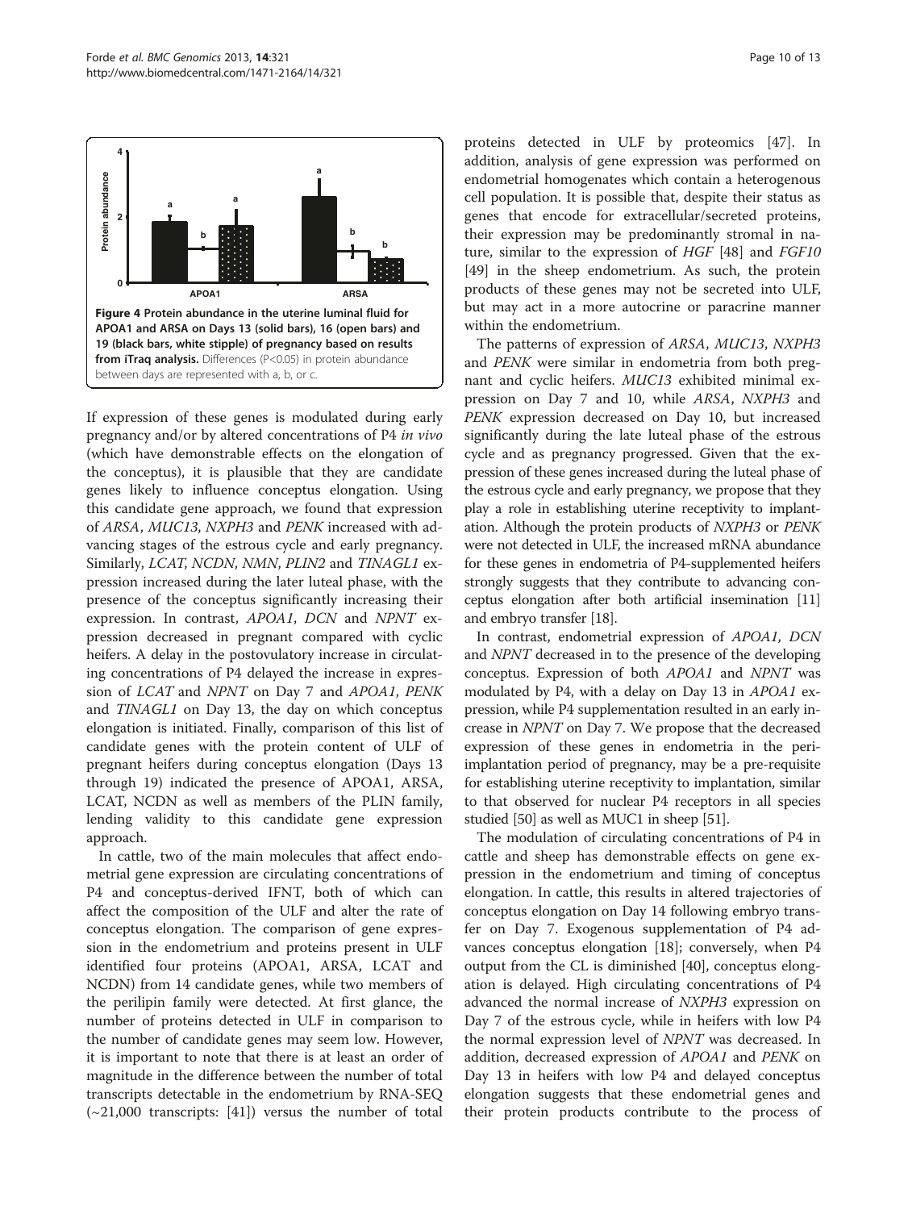**Figure 4 Protein abundance in the uterine luminal fluid for APOA1 and ARSA on Days 13 (solid bars), 16 (open bars) and 19 (black bars, white stipple) of pregnancy based on results from iTraq analysis.** Differences (P<0.05) in protein abundance between days are represented with a, b, or c.

If expression of these genes is modulated during early pregnancy and/or by altered concentrations of P4 *in vivo* (which have demonstrable effects on the elongation of the conceptus), it is plausible that they are candidate genes likely to influence conceptus elongation. Using this candidate gene approach, we found that expression of *ARSA*, *MUC13*, *NXPH3* and *PENK* increased with advancing stages of the estrous cycle and early pregnancy. Similarly, *LCAT*, *NCDN*, *NMN*, *PLIN2* and *TINAGL1* expression increased during the later luteal phase, with the presence of the conceptus significantly increasing their expression. In contrast, *APOA1*, *DCN* and *NPNT* expression decreased in pregnant compared with cyclic heifers. A delay in the postovulatory increase in circulating concentrations of P4 delayed the increase in expression of *LCAT* and *NPNT* on Day 7 and *APOA1*, *PENK* and *TINAGL1* on Day 13, the day on which conceptus elongation is initiated. Finally, comparison of this list of candidate genes with the protein content of ULF of pregnant heifers during conceptus elongation (Days 13 through 19) indicated the presence of APOA1, ARSA, LCAT, NCDN as well as members of the PLIN family, lending validity to this candidate gene expression approach.

In cattle, two of the main molecules that affect endometrial gene expression are circulating concentrations of P4 and conceptus-derived IFNT, both of which can affect the composition of the ULF and alter the rate of conceptus elongation. The comparison of gene expression in the endometrium and proteins present in ULF identified four proteins (APOA1, ARSA, LCAT and NCDN) from 14 candidate genes, while two members of the perilipin family were detected. At first glance, the number of proteins detected in ULF in comparison to the number of candidate genes may seem low. However, it is important to note that there is at least an order of magnitude in the difference between the number of total transcripts detectable in the endometrium by RNA-SEQ (~21,000 transcripts: [41]) versus the number of total proteins detected in ULF by proteomics [47]. In addition, analysis of gene expression was performed on endometrial homogenates which contain a heterogenous cell population. It is possible that, despite their status as genes that encode for extracellular/secreted proteins, their expression may be predominantly stromal in nature, similar to the expression of *HGF* [48] and *FGF10* [49] in the sheep endometrium. As such, the protein products of these genes may not be secreted into ULF, but may act in a more autocrine or paracrine manner within the endometrium.

The patterns of expression of *ARSA*, *MUC13*, *NXPH3* and *PENK* were similar in endometria from both pregnant and cyclic heifers. *MUC13* exhibited minimal expression on Day 7 and 10, while *ARSA*, *NXPH3* and *PENK* expression decreased on Day 10, but increased significantly during the late luteal phase of the estrous cycle and as pregnancy progressed. Given that the expression of these genes increased during the luteal phase of the estrous cycle and early pregnancy, we propose that they play a role in establishing uterine receptivity to implantation. Although the protein products of *NXPH3* or *PENK* were not detected in ULF, the increased mRNA abundance for these genes in endometria of P4-supplemented heifers strongly suggests that they contribute to advancing conceptus elongation after both artificial insemination [11] and embryo transfer [18].

In contrast, endometrial expression of *APOA1*, *DCN* and *NPNT* decreased in to the presence of the developing conceptus. Expression of both *APOA1* and *NPNT* was modulated by P4, with a delay on Day 13 in *APOA1* expression, while P4 supplementation resulted in an early increase in *NPNT* on Day 7. We propose that the decreased expression of these genes in endometria in the peri-implantation period of pregnancy, may be a pre-requisite for establishing uterine receptivity to implantation, similar to that observed for nuclear P4 receptors in all species studied [50] as well as MUC1 in sheep [51].

The modulation of circulating concentrations of P4 in cattle and sheep has demonstrable effects on gene expression in the endometrium and timing of conceptus elongation. In cattle, this results in altered trajectories of conceptus elongation on Day 14 following embryo transfer on Day 7. Exogenous supplementation of P4 advances conceptus elongation [18]; conversely, when P4 output from the CL is diminished [40], conceptus elongation is delayed. High circulating concentrations of P4 advanced the normal increase of *NXPH3* expression on Day 7 of the estrous cycle, while in heifers with low P4 the normal expression level of *NPNT* was decreased. In addition, decreased expression of *APOA1* and *PENK* on Day 13 in heifers with low P4 and delayed conceptus elongation suggests that these endometrial genes and their protein products contribute to the process of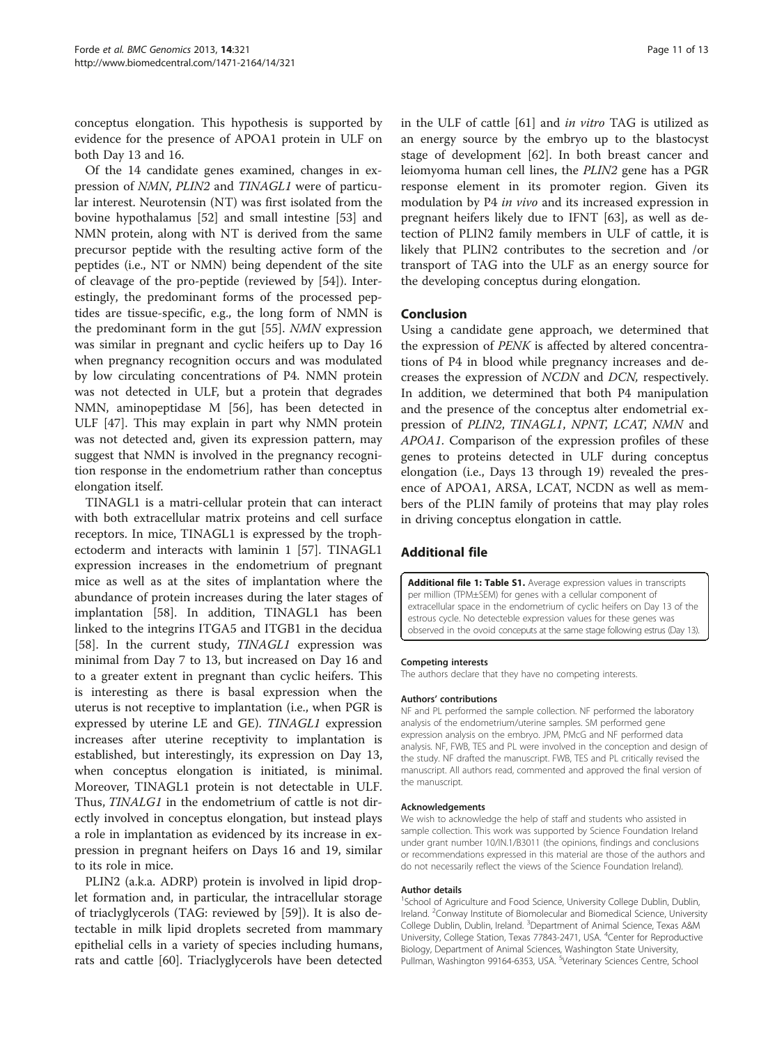conceptus elongation. This hypothesis is supported by evidence for the presence of APOA1 protein in ULF on both Day 13 and 16.

Of the 14 candidate genes examined, changes in expression of *NMN*, *PLIN2* and *TINAGL1* were of particular interest. Neurotensin (NT) was first isolated from the bovine hypothalamus [52] and small intestine [53] and NMN protein, along with NT is derived from the same precursor peptide with the resulting active form of the peptides (i.e., NT or NMN) being dependent of the site of cleavage of the pro-peptide (reviewed by [54]). Interestingly, the predominant forms of the processed peptides are tissue-specific, e.g., the long form of NMN is the predominant form in the gut [55]. *NMN* expression was similar in pregnant and cyclic heifers up to Day 16 when pregnancy recognition occurs and was modulated by low circulating concentrations of P4. NMN protein was not detected in ULF, but a protein that degrades NMN, aminopeptidase M [56], has been detected in ULF [47]. This may explain in part why NMN protein was not detected and, given its expression pattern, may suggest that NMN is involved in the pregnancy recognition response in the endometrium rather than conceptus elongation itself.

TINAGL1 is a matri-cellular protein that can interact with both extracellular matrix proteins and cell surface receptors. In mice, TINAGL1 is expressed by the trophectoderm and interacts with laminin 1 [57]. TINAGL1 expression increases in the endometrium of pregnant mice as well as at the sites of implantation where the abundance of protein increases during the later stages of implantation [58]. In addition, TINAGL1 has been linked to the integrins ITGA5 and ITGB1 in the decidua [58]. In the current study, *TINAGL1* expression was minimal from Day 7 to 13, but increased on Day 16 and to a greater extent in pregnant than cyclic heifers. This is interesting as there is basal expression when the uterus is not receptive to implantation (i.e., when PGR is expressed by uterine LE and GE). *TINAGL1* expression increases after uterine receptivity to implantation is established, but interestingly, its expression on Day 13, when conceptus elongation is initiated, is minimal. Moreover, TINAGL1 protein is not detectable in ULF. Thus, *TINALG1* in the endometrium of cattle is not directly involved in conceptus elongation, but instead plays a role in implantation as evidenced by its increase in expression in pregnant heifers on Days 16 and 19, similar to its role in mice.

PLIN2 (a.k.a. ADRP) protein is involved in lipid droplet formation and, in particular, the intracellular storage of triaclyglycerols (TAG: reviewed by [59]). It is also detectable in milk lipid droplets secreted from mammary epithelial cells in a variety of species including humans, rats and cattle [60]. Triaclyglycerols have been detected in the ULF of cattle [61] and *in vitro* TAG is utilized as an energy source by the embryo up to the blastocyst stage of development [62]. In both breast cancer and leiomyoma human cell lines, the *PLIN2* gene has a PGR response element in its promoter region. Given its modulation by P4 *in vivo* and its increased expression in pregnant heifers likely due to IFNT [63], as well as detection of PLIN2 family members in ULF of cattle, it is likely that PLIN2 contributes to the secretion and /or transport of TAG into the ULF as an energy source for the developing conceptus during elongation.

## Conclusion

Using a candidate gene approach, we determined that the expression of *PENK* is affected by altered concentrations of P4 in blood while pregnancy increases and decreases the expression of *NCDN* and *DCN*, respectively. In addition, we determined that both P4 manipulation and the presence of the conceptus alter endometrial expression of *PLIN2*, *TINAGL1*, *NPNT*, *LCAT*, *NMN* and *APOA1*. Comparison of the expression profiles of these genes to proteins detected in ULF during conceptus elongation (i.e., Days 13 through 19) revealed the presence of APOA1, ARSA, LCAT, NCDN as well as members of the PLIN family of proteins that may play roles in driving conceptus elongation in cattle.

## Additional file

**Additional file 1: Table S1.** Average expression values in transcripts per million (TPM±SEM) for genes with a cellular component of extracellular space in the endometrium of cyclic heifers on Day 13 of the estrous cycle. No detecteble expression values for these genes was observed in the ovoid conceputs at the same stage following estrus (Day 13).

#### Competing interests

The authors declare that they have no competing interests.

#### Authors' contributions

NF and PL performed the sample collection. NF performed the laboratory analysis of the endometrium/uterine samples. SM performed gene expression analysis on the embryo. JPM, PMcG and NF performed data analysis. NF, FWB, TES and PL were involved in the conception and design of the study. NF drafted the manuscript. FWB, TES and PL critically revised the manuscript. All authors read, commented and approved the final version of the manuscript.

#### Acknowledgements

We wish to acknowledge the help of staff and students who assisted in sample collection. This work was supported by Science Foundation Ireland under grant number 10/IN.1/B3011 (the opinions, findings and conclusions or recommendations expressed in this material are those of the authors and do not necessarily reflect the views of the Science Foundation Ireland).

#### Author details

[1]School of Agriculture and Food Science, University College Dublin, Dublin, Ireland. [2]Conway Institute of Biomolecular and Biomedical Science, University College Dublin, Dublin, Ireland. [3]Department of Animal Science, Texas A&M University, College Station, Texas 77843-2471, USA. [4]Center for Reproductive Biology, Department of Animal Sciences, Washington State University, Pullman, Washington 99164-6353, USA. [5]Veterinary Sciences Centre, School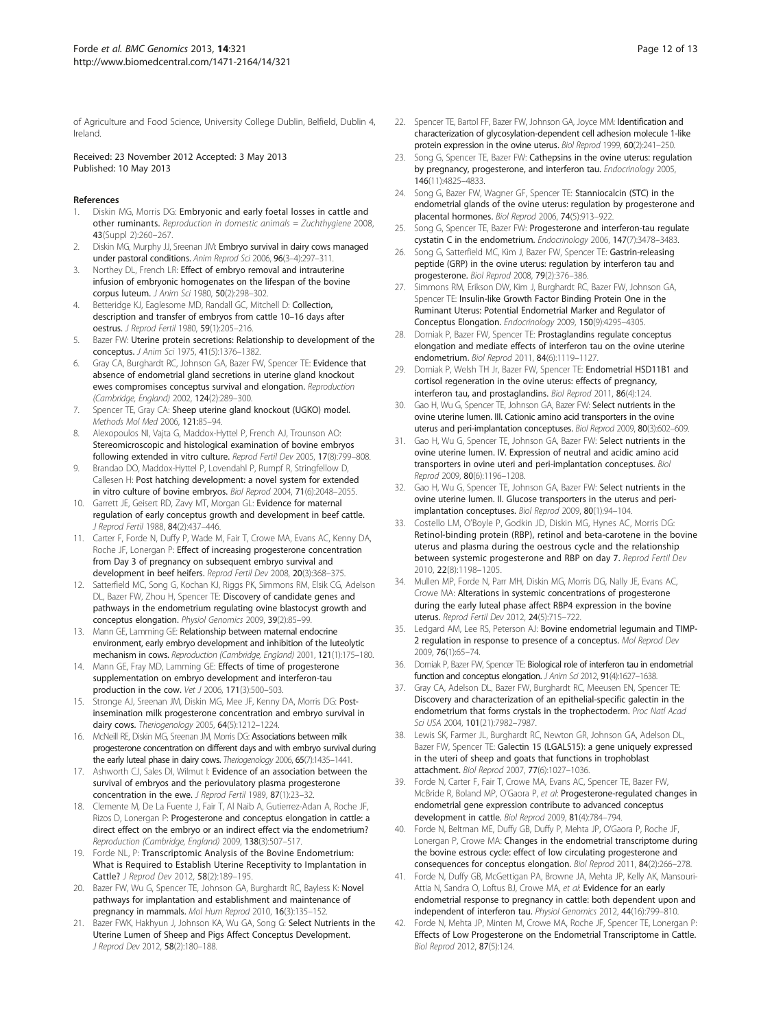of Agriculture and Food Science, University College Dublin, Belfield, Dublin 4, Ireland.

Received: 23 November 2012 Accepted: 3 May 2013
Published: 10 May 2013

## References

1. Diskin MG, Morris DG: **Embryonic and early foetal losses in cattle and other ruminants.** *Reproduction in domestic animals = Zuchthygiene* 2008, **43**(Suppl 2):260–267.
2. Diskin MG, Murphy JJ, Sreenan JM: **Embryo survival in dairy cows managed under pastoral conditions.** *Anim Reprod Sci* 2006, **96**(3–4):297–311.
3. Northey DL, French LR: **Effect of embryo removal and intrauterine infusion of embryonic homogenates on the lifespan of the bovine corpus luteum.** *J Anim Sci* 1980, **50**(2):298–302.
4. Betteridge KJ, Eaglesome MD, Randall GC, Mitchell D: **Collection, description and transfer of embryos from cattle 10–16 days after oestrus.** *J Reprod Fertil* 1980, **59**(1):205–216.
5. Bazer FW: **Uterine protein secretions: Relationship to development of the conceptus.** *J Anim Sci* 1975, **41**(5):1376–1382.
6. Gray CA, Burghardt RC, Johnson GA, Bazer FW, Spencer TE: **Evidence that absence of endometrial gland secretions in uterine gland knockout ewes compromises conceptus survival and elongation.** *Reproduction (Cambridge, England)* 2002, **124**(2):289–300.
7. Spencer TE, Gray CA: **Sheep uterine gland knockout (UGKO) model.** *Methods Mol Med* 2006, **121**:85–94.
8. Alexopoulos NI, Vajta G, Maddox-Hyttel P, French AJ, Trounson AO: **Stereomicroscopic and histological examination of bovine embryos following extended in vitro culture.** *Reprod Fertil Dev* 2005, **17**(8):799–808.
9. Brandao DO, Maddox-Hyttel P, Lovendahl P, Rumpf R, Stringfellow D, Callesen H: **Post hatching development: a novel system for extended in vitro culture of bovine embryos.** *Biol Reprod* 2004, **71**(6):2048–2055.
10. Garrett JE, Geisert RD, Zavy MT, Morgan GL: **Evidence for maternal regulation of early conceptus growth and development in beef cattle.** *J Reprod Fertil* 1988, **84**(2):437–446.
11. Carter F, Forde N, Duffy P, Wade M, Fair T, Crowe MA, Evans AC, Kenny DA, Roche JF, Lonergan P: **Effect of increasing progesterone concentration from Day 3 of pregnancy on subsequent embryo survival and development in beef heifers.** *Reprod Fertil Dev* 2008, **20**(3):368–375.
12. Satterfield MC, Song G, Kochan KJ, Riggs PK, Simmons RM, Elsik CG, Adelson DL, Bazer FW, Zhou H, Spencer TE: **Discovery of candidate genes and pathways in the endometrium regulating ovine blastocyst growth and conceptus elongation.** *Physiol Genomics* 2009, **39**(2):85–99.
13. Mann GE, Lamming GE: **Relationship between maternal endocrine environment, early embryo development and inhibition of the luteolytic mechanism in cows.** *Reproduction (Cambridge, England)* 2001, **121**(1):175–180.
14. Mann GE, Fray MD, Lamming GE: **Effects of time of progesterone supplementation on embryo development and interferon-tau production in the cow.** *Vet J* 2006, **171**(3):500–503.
15. Stronge AJ, Sreenan JM, Diskin MG, Mee JF, Kenny DA, Morris DG: **Post-insemination milk progesterone concentration and embryo survival in dairy cows.** *Theriogenology* 2005, **64**(5):1212–1224.
16. McNeill RE, Diskin MG, Sreenan JM, Morris DG: **Associations between milk progesterone concentration on different days and with embryo survival during the early luteal phase in dairy cows.** *Theriogenology* 2006, **65**(7):1435–1441.
17. Ashworth CJ, Sales DI, Wilmut I: **Evidence of an association between the survival of embryos and the periovulatory plasma progesterone concentration in the ewe.** *J Reprod Fertil* 1989, **87**(1):23–32.
18. Clemente M, De La Fuente J, Fair T, Al Naib A, Gutierrez-Adan A, Roche JF, Rizos D, Lonergan P: **Progesterone and conceptus elongation in cattle: a direct effect on the embryo or an indirect effect via the endometrium?** *Reproduction (Cambridge, England)* 2009, **138**(3):507–517.
19. Forde NL, P: **Transcriptomic Analysis of the Bovine Endometrium: What is Required to Establish Uterine Receptivity to Implantation in Cattle?** *J Reprod Dev* 2012, **58**(2):189–195.
20. Bazer FW, Wu G, Spencer TE, Johnson GA, Burghardt RC, Bayless K: **Novel pathways for implantation and establishment and maintenance of pregnancy in mammals.** *Mol Hum Reprod* 2010, **16**(3):135–152.
21. Bazer FWK, Hakhyun J, Johnson KA, Wu GA, Song G: **Select Nutrients in the Uterine Lumen of Sheep and Pigs Affect Conceptus Development.** *J Reprod Dev* 2012, **58**(2):180–188.
22. Spencer TE, Bartol FF, Bazer FW, Johnson GA, Joyce MM: **Identification and characterization of glycosylation-dependent cell adhesion molecule 1-like protein expression in the ovine uterus.** *Biol Reprod* 1999, **60**(2):241–250.
23. Song G, Spencer TE, Bazer FW: **Cathepsins in the ovine uterus: regulation by pregnancy, progesterone, and interferon tau.** *Endocrinology* 2005, **146**(11):4825–4833.
24. Song G, Bazer FW, Wagner GF, Spencer TE: **Stanniocalcin (STC) in the endometrial glands of the ovine uterus: regulation by progesterone and placental hormones.** *Biol Reprod* 2006, **74**(5):913–922.
25. Song G, Spencer TE, Bazer FW: **Progesterone and interferon-tau regulate cystatin C in the endometrium.** *Endocrinology* 2006, **147**(7):3478–3483.
26. Song G, Satterfield MC, Kim J, Bazer FW, Spencer TE: **Gastrin-releasing peptide (GRP) in the ovine uterus: regulation by interferon tau and progesterone.** *Biol Reprod* 2008, **79**(2):376–386.
27. Simmons RM, Erikson DW, Kim J, Burghardt RC, Bazer FW, Johnson GA, Spencer TE: **Insulin-like Growth Factor Binding Protein One in the Ruminant Uterus: Potential Endometrial Marker and Regulator of Conceptus Elongation.** *Endocrinology* 2009, **150**(9):4295–4305.
28. Dorniak P, Bazer FW, Spencer TE: **Prostaglandins regulate conceptus elongation and mediate effects of interferon tau on the ovine uterine endometrium.** *Biol Reprod* 2011, **84**(6):1119–1127.
29. Dorniak P, Welsh TH Jr, Bazer FW, Spencer TE: **Endometrial HSD11B1 and cortisol regeneration in the ovine uterus: effects of pregnancy, interferon tau, and prostaglandins.** *Biol Reprod* 2011, **86**(4):124.
30. Gao H, Wu G, Spencer TE, Johnson GA, Bazer FW: **Select nutrients in the ovine uterine lumen. III. Cationic amino acid transporters in the ovine uterus and peri-implantation conceptuses.** *Biol Reprod* 2009, **80**(3):602–609.
31. Gao H, Wu G, Spencer TE, Johnson GA, Bazer FW: **Select nutrients in the ovine uterine lumen. IV. Expression of neutral and acidic amino acid transporters in ovine uteri and peri-implantation conceptuses.** *Biol Reprod* 2009, **80**(6):1196–1208.
32. Gao H, Wu G, Spencer TE, Johnson GA, Bazer FW: **Select nutrients in the ovine uterine lumen. II. Glucose transporters in the uterus and peri-implantation conceptuses.** *Biol Reprod* 2009, **80**(1):94–104.
33. Costello LM, O'Boyle P, Godkin JD, Diskin MG, Hynes AC, Morris DG: **Retinol-binding protein (RBP), retinol and beta-carotene in the bovine uterus and plasma during the oestrous cycle and the relationship between systemic progesterone and RBP on day 7.** *Reprod Fertil Dev* 2010, **22**(8):1198–1205.
34. Mullen MP, Forde N, Parr MH, Diskin MG, Morris DG, Nally JE, Evans AC, Crowe MA: **Alterations in systemic concentrations of progesterone during the early luteal phase affect RBP4 expression in the bovine uterus.** *Reprod Fertil Dev* 2012, **24**(5):715–722.
35. Ledgard AM, Lee RS, Peterson AJ: **Bovine endometrial legumain and TIMP-2 regulation in response to presence of a conceptus.** *Mol Reprod Dev* 2009, **76**(1):65–74.
36. Dorniak P, Bazer FW, Spencer TE: **Biological role of interferon tau in endometrial function and conceptus elongation.** *J Anim Sci* 2012, **91**(4):1627–1638.
37. Gray CA, Adelson DL, Bazer FW, Burghardt RC, Meeusen EN, Spencer TE: **Discovery and characterization of an epithelial-specific galectin in the endometrium that forms crystals in the trophectoderm.** *Proc Natl Acad Sci USA* 2004, **101**(21):7982–7987.
38. Lewis SK, Farmer JL, Burghardt RC, Newton GR, Johnson GA, Adelson DL, Bazer FW, Spencer TE: **Galectin 15 (LGALS15): a gene uniquely expressed in the uteri of sheep and goats that functions in trophoblast attachment.** *Biol Reprod* 2007, **77**(6):1027–1036.
39. Forde N, Carter F, Fair T, Crowe MA, Evans AC, Spencer TE, Bazer FW, McBride R, Boland MP, O'Gaora P, *et al*: **Progesterone-regulated changes in endometrial gene expression contribute to advanced conceptus development in cattle.** *Biol Reprod* 2009, **81**(4):784–794.
40. Forde N, Beltman ME, Duffy GB, Duffy P, Mehta JP, O'Gaora P, Roche JF, Lonergan P, Crowe MA: **Changes in the endometrial transcriptome during the bovine estrous cycle: effect of low circulating progesterone and consequences for conceptus elongation.** *Biol Reprod* 2011, **84**(2):266–278.
41. Forde N, Duffy GB, McGettigan PA, Browne JA, Mehta JP, Kelly AK, Mansouri-Attia N, Sandra O, Loftus BJ, Crowe MA, *et al*: **Evidence for an early endometrial response to pregnancy in cattle: both dependent upon and independent of interferon tau.** *Physiol Genomics* 2012, **44**(16):799–810.
42. Forde N, Mehta JP, Minten M, Crowe MA, Roche JF, Spencer TE, Lonergan P: **Effects of Low Progesterone on the Endometrial Transcriptome in Cattle.** *Biol Reprod* 2012, **87**(5):124.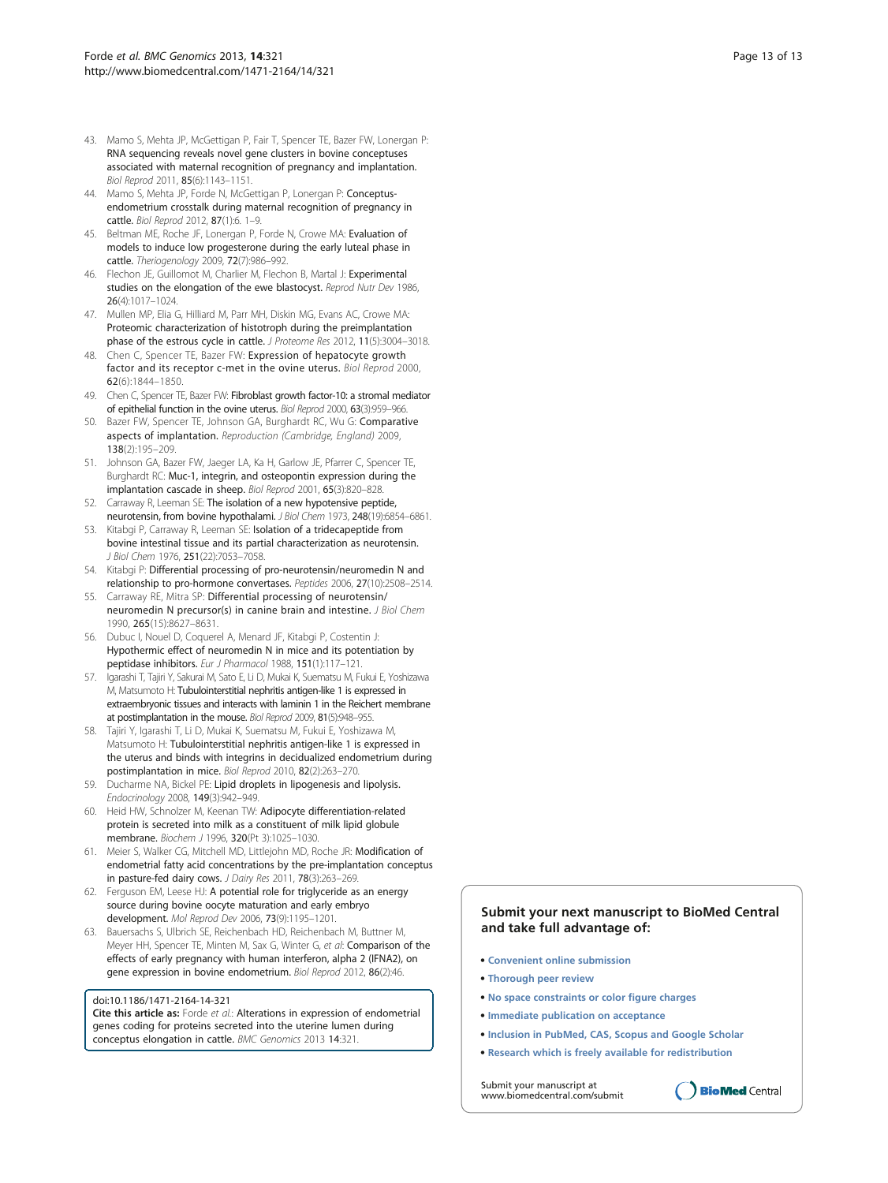43. Mamo S, Mehta JP, McGettigan P, Fair T, Spencer TE, Bazer FW, Lonergan P: RNA sequencing reveals novel gene clusters in bovine conceptuses associated with maternal recognition of pregnancy and implantation. *Biol Reprod* 2011, **85**(6):1143–1151.
44. Mamo S, Mehta JP, Forde N, McGettigan P, Lonergan P: Conceptus-endometrium crosstalk during maternal recognition of pregnancy in cattle. *Biol Reprod* 2012, **87**(1):6. 1–9.
45. Beltman ME, Roche JF, Lonergan P, Forde N, Crowe MA: Evaluation of models to induce low progesterone during the early luteal phase in cattle. *Theriogenology* 2009, **72**(7):986–992.
46. Flechon JE, Guillomot M, Charlier M, Flechon B, Martal J: Experimental studies on the elongation of the ewe blastocyst. *Reprod Nutr Dev* 1986, **26**(4):1017–1024.
47. Mullen MP, Elia G, Hilliard M, Parr MH, Diskin MG, Evans AC, Crowe MA: Proteomic characterization of histotroph during the preimplantation phase of the estrous cycle in cattle. *J Proteome Res* 2012, **11**(5):3004–3018.
48. Chen C, Spencer TE, Bazer FW: Expression of hepatocyte growth factor and its receptor c-met in the ovine uterus. *Biol Reprod* 2000, **62**(6):1844–1850.
49. Chen C, Spencer TE, Bazer FW: Fibroblast growth factor-10: a stromal mediator of epithelial function in the ovine uterus. *Biol Reprod* 2000, **63**(3):959–966.
50. Bazer FW, Spencer TE, Johnson GA, Burghardt RC, Wu G: Comparative aspects of implantation. *Reproduction (Cambridge, England)* 2009, **138**(2):195–209.
51. Johnson GA, Bazer FW, Jaeger LA, Ka H, Garlow JE, Pfarrer C, Spencer TE, Burghardt RC: Muc-1, integrin, and osteopontin expression during the implantation cascade in sheep. *Biol Reprod* 2001, **65**(3):820–828.
52. Carraway R, Leeman SE: The isolation of a new hypotensive peptide, neurotensin, from bovine hypothalami. *J Biol Chem* 1973, **248**(19):6854–6861.
53. Kitabgi P, Carraway R, Leeman SE: Isolation of a tridecapeptide from bovine intestinal tissue and its partial characterization as neurotensin. *J Biol Chem* 1976, **251**(22):7053–7058.
54. Kitabgi P: Differential processing of pro-neurotensin/neuromedin N and relationship to pro-hormone convertases. *Peptides* 2006, **27**(10):2508–2514.
55. Carraway RE, Mitra SP: Differential processing of neurotensin/ neuromedin N precursor(s) in canine brain and intestine. *J Biol Chem* 1990, **265**(15):8627–8631.
56. Dubuc I, Nouel D, Coquerel A, Menard JF, Kitabgi P, Costentin J: Hypothermic effect of neuromedin N in mice and its potentiation by peptidase inhibitors. *Eur J Pharmacol* 1988, **151**(1):117–121.
57. Igarashi T, Tajiri Y, Sakurai M, Sato E, Li D, Mukai K, Suematsu M, Fukui E, Yoshizawa M, Matsumoto H: Tubulointerstitial nephritis antigen-like 1 is expressed in extraembryonic tissues and interacts with laminin 1 in the Reichert membrane at postimplantation in the mouse. *Biol Reprod* 2009, **81**(5):948–955.
58. Tajiri Y, Igarashi T, Li D, Mukai K, Suematsu M, Fukui E, Yoshizawa M, Matsumoto H: Tubulointerstitial nephritis antigen-like 1 is expressed in the uterus and binds with integrins in decidualized endometrium during postimplantation in mice. *Biol Reprod* 2010, **82**(2):263–270.
59. Ducharme NA, Bickel PE: Lipid droplets in lipogenesis and lipolysis. *Endocrinology* 2008, **149**(3):942–949.
60. Heid HW, Schnolzer M, Keenan TW: Adipocyte differentiation-related protein is secreted into milk as a constituent of milk lipid globule membrane. *Biochem J* 1996, **320**(Pt 3):1025–1030.
61. Meier S, Walker CG, Mitchell MD, Littlejohn MD, Roche JR: Modification of endometrial fatty acid concentrations by the pre-implantation conceptus in pasture-fed dairy cows. *J Dairy Res* 2011, **78**(3):263–269.
62. Ferguson EM, Leese HJ: A potential role for triglyceride as an energy source during bovine oocyte maturation and early embryo development. *Mol Reprod Dev* 2006, **73**(9):1195–1201.
63. Bauersachs S, Ulbrich SE, Reichenbach HD, Reichenbach M, Buttner M, Meyer HH, Spencer TE, Minten M, Sax G, Winter G, *et al*: Comparison of the effects of early pregnancy with human interferon, alpha 2 (IFNA2), on gene expression in bovine endometrium. *Biol Reprod* 2012, **86**(2):46.

doi:10.1186/1471-2164-14-321

**Cite this article as:** Forde *et al.*: Alterations in expression of endometrial genes coding for proteins secreted into the uterine lumen during conceptus elongation in cattle. *BMC Genomics* 2013 **14**:321.

**Submit your next manuscript to BioMed Central and take full advantage of:**

- Convenient online submission
- Thorough peer review
- No space constraints or color figure charges
- Immediate publication on acceptance
- Inclusion in PubMed, CAS, Scopus and Google Scholar
- Research which is freely available for redistribution

Submit your manuscript at www.biomedcentral.com/submit

BioMed Central